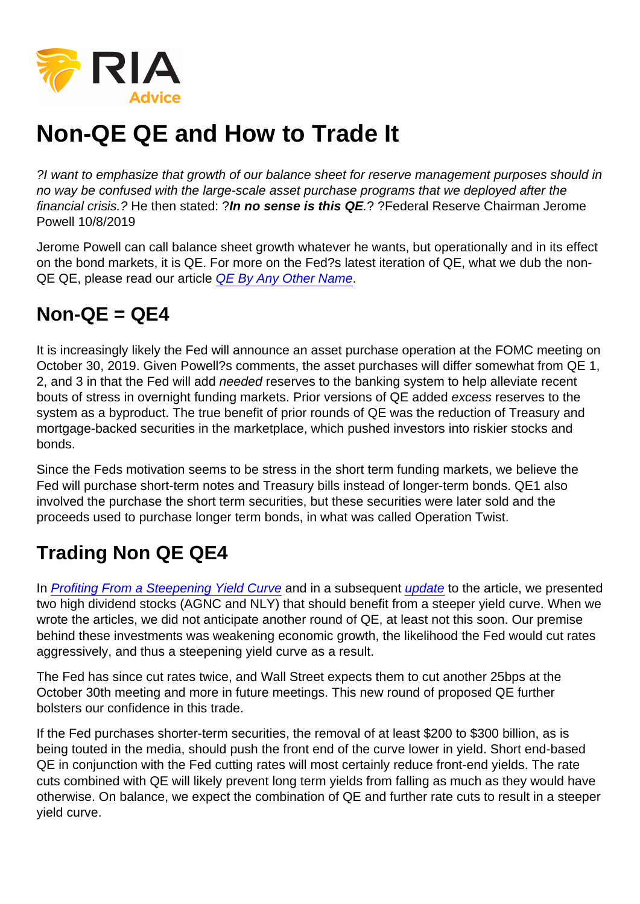# Non-QE QE and How to Trade It

*?I want to emphasize that growth of our balance sheet for reserve management purposes should in no way be confused with the large-scale asset purchase programs that we deployed after the financial crisis.?* He then stated: ?***In no sense is this QE***.? ?Federal Reserve Chairman Jerome Powell 10/8/2019

Jerome Powell can call balance sheet growth whatever he wants, but operationally and in its effect on the bond markets, it is QE. For more on the Fed?s latest iteration of QE, what we dub the non-QE QE, please read our article *QE By Any Other Name*.

## Non-QE = QE4

It is increasingly likely the Fed will announce an asset purchase operation at the FOMC meeting on October 30, 2019. Given Powell?s comments, the asset purchases will differ somewhat from QE 1, 2, and 3 in that the Fed will add *needed* reserves to the banking system to help alleviate recent bouts of stress in overnight funding markets. Prior versions of QE added *excess* reserves to the system as a byproduct. The true benefit of prior rounds of QE was the reduction of Treasury and mortgage-backed securities in the marketplace, which pushed investors into riskier stocks and bonds.

Since the Feds motivation seems to be stress in the short term funding markets, we believe the Fed will purchase short-term notes and Treasury bills instead of longer-term bonds. QE1 also involved the purchase the short term securities, but these securities were later sold and the proceeds used to purchase longer term bonds, in what was called Operation Twist.

## Trading Non QE QE4

In *Profiting From a Steepening Yield Curve* and in a subsequent *update* to the article, we presented two high dividend stocks (AGNC and NLY) that should benefit from a steeper yield curve. When we wrote the articles, we did not anticipate another round of QE, at least not this soon. Our premise behind these investments was weakening economic growth, the likelihood the Fed would cut rates aggressively, and thus a steepening yield curve as a result.

The Fed has since cut rates twice, and Wall Street expects them to cut another 25bps at the October 30th meeting and more in future meetings. This new round of proposed QE further bolsters our confidence in this trade.

If the Fed purchases shorter-term securities, the removal of at least $200 to $300 billion, as is being touted in the media, should push the front end of the curve lower in yield. Short end-based QE in conjunction with the Fed cutting rates will most certainly reduce front-end yields. The rate cuts combined with QE will likely prevent long term yields from falling as much as they would have otherwise. On balance, we expect the combination of QE and further rate cuts to result in a steeper yield curve.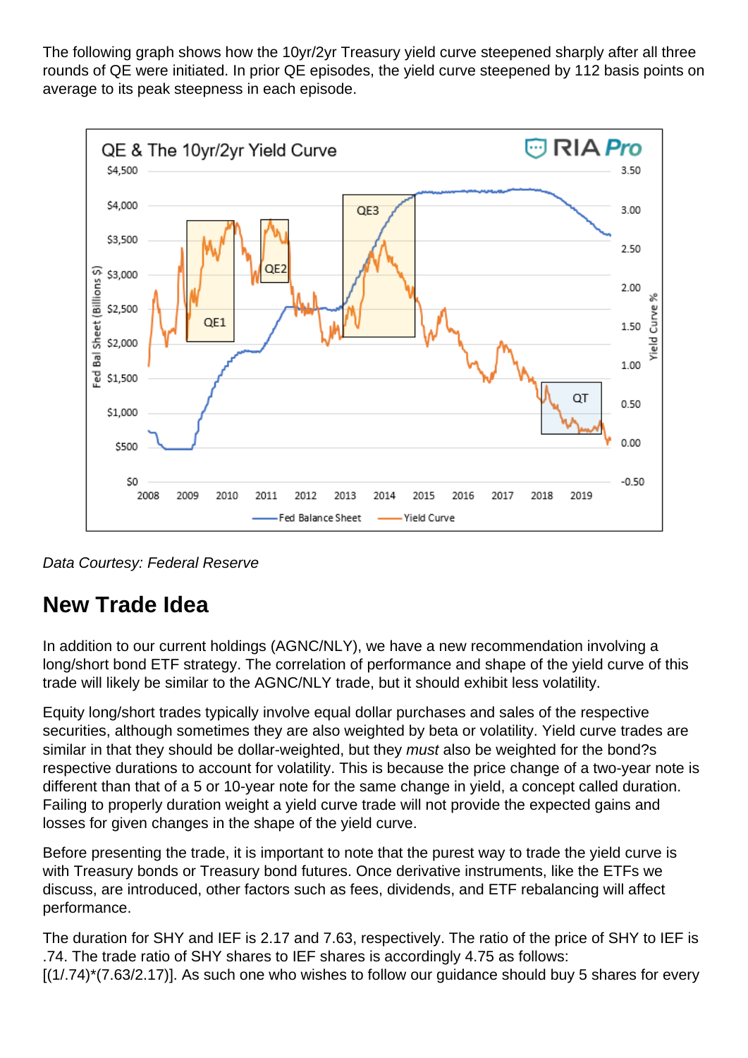The following graph shows how the 10yr/2yr Treasury yield curve steepened sharply after all three rounds of QE were initiated. In prior QE episodes, the yield curve steepened by 112 basis points on average to its peak steepness in each episode.

*Data Courtesy: Federal Reserve*

## New Trade Idea

In addition to our current holdings (AGNC/NLY), we have a new recommendation involving a long/short bond ETF strategy. The correlation of performance and shape of the yield curve of this trade will likely be similar to the AGNC/NLY trade, but it should exhibit less volatility.

Equity long/short trades typically involve equal dollar purchases and sales of the respective securities, although sometimes they are also weighted by beta or volatility. Yield curve trades are similar in that they should be dollar-weighted, but they *must* also be weighted for the bond?s respective durations to account for volatility. This is because the price change of a two-year note is different than that of a 5 or 10-year note for the same change in yield, a concept called duration. Failing to properly duration weight a yield curve trade will not provide the expected gains and losses for given changes in the shape of the yield curve.

Before presenting the trade, it is important to note that the purest way to trade the yield curve is with Treasury bonds or Treasury bond futures. Once derivative instruments, like the ETFs we discuss, are introduced, other factors such as fees, dividends, and ETF rebalancing will affect performance.

The duration for SHY and IEF is 2.17 and 7.63, respectively. The ratio of the price of SHY to IEF is .74. The trade ratio of SHY shares to IEF shares is accordingly 4.75 as follows: [(1/.74)*(7.63/2.17)]. As such one who wishes to follow our guidance should buy 5 shares for every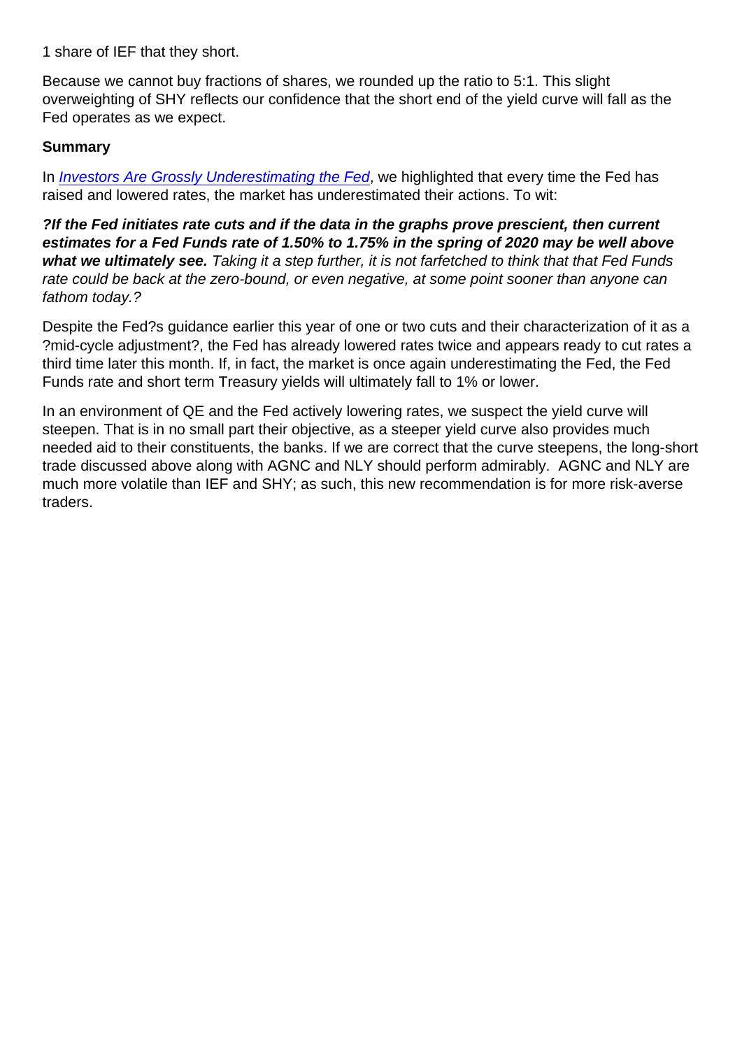1 share of IEF that they short.

Because we cannot buy fractions of shares, we rounded up the ratio to 5:1. This slight overweighting of SHY reflects our confidence that the short end of the yield curve will fall as the Fed operates as we expect.

**Summary**

In *Investors Are Grossly Underestimating the Fed*, we highlighted that every time the Fed has raised and lowered rates, the market has underestimated their actions. To wit:

***?If the Fed initiates rate cuts and if the data in the graphs prove prescient, then current estimates for a Fed Funds rate of 1.50% to 1.75% in the spring of 2020 may be well above what we ultimately see.*** *Taking it a step further, it is not farfetched to think that that Fed Funds rate could be back at the zero-bound, or even negative, at some point sooner than anyone can fathom today.?*

Despite the Fed?s guidance earlier this year of one or two cuts and their characterization of it as a ?mid-cycle adjustment?, the Fed has already lowered rates twice and appears ready to cut rates a third time later this month. If, in fact, the market is once again underestimating the Fed, the Fed Funds rate and short term Treasury yields will ultimately fall to 1% or lower.

In an environment of QE and the Fed actively lowering rates, we suspect the yield curve will steepen. That is in no small part their objective, as a steeper yield curve also provides much needed aid to their constituents, the banks. If we are correct that the curve steepens, the long-short trade discussed above along with AGNC and NLY should perform admirably. AGNC and NLY are much more volatile than IEF and SHY; as such, this new recommendation is for more risk-averse traders.